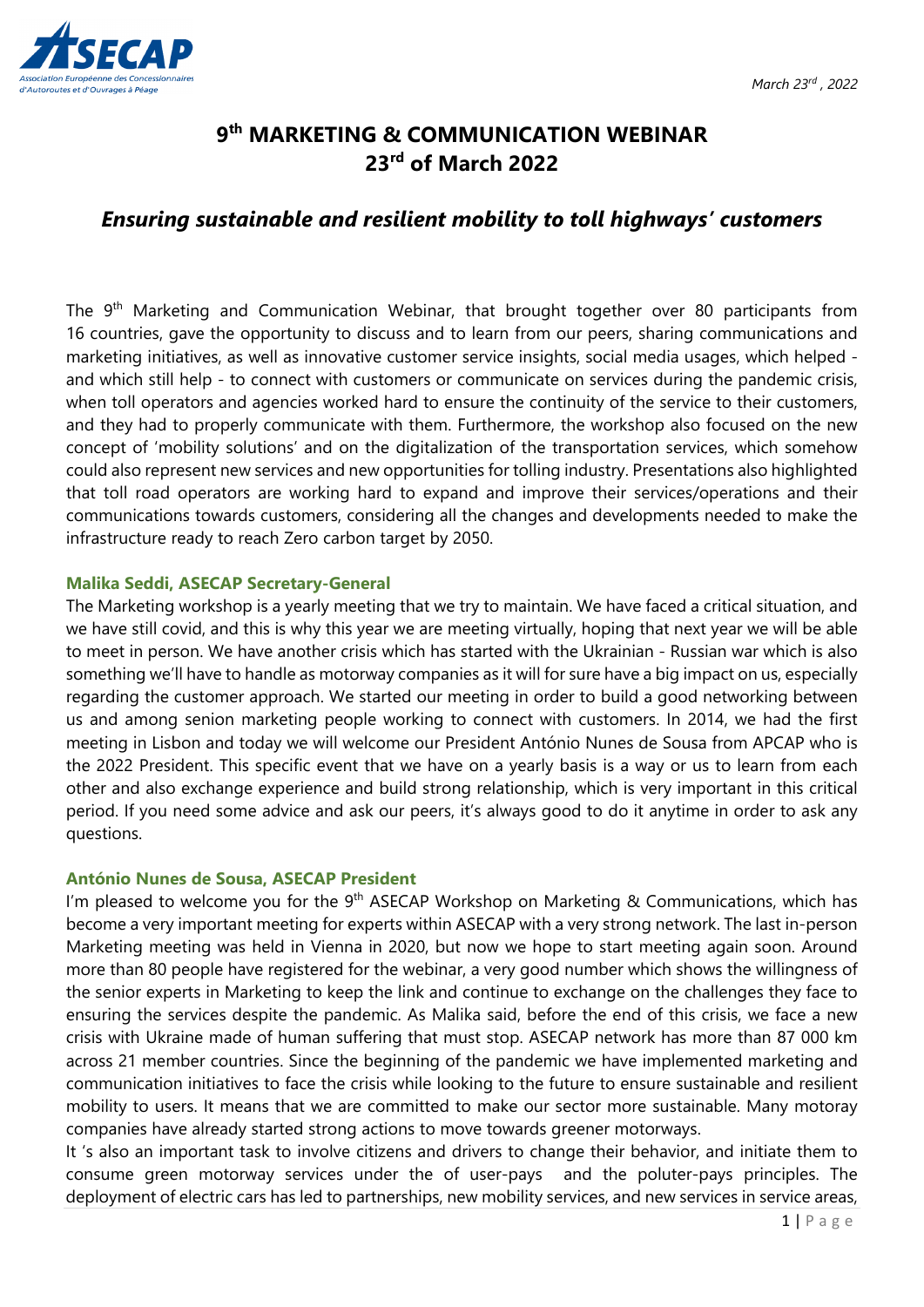March 23rd , 2022

# 9th MARKETING & COMMUNICATION WEBINAR
# 23rd of March 2022

## *Ensuring sustainable and resilient mobility to toll highways' customers*

The 9th Marketing and Communication Webinar, that brought together over 80 participants from 16 countries, gave the opportunity to discuss and to learn from our peers, sharing communications and marketing initiatives, as well as innovative customer service insights, social media usages, which helped - and which still help - to connect with customers or communicate on services during the pandemic crisis, when toll operators and agencies worked hard to ensure the continuity of the service to their customers, and they had to properly communicate with them. Furthermore, the workshop also focused on the new concept of 'mobility solutions' and on the digitalization of the transportation services, which somehow could also represent new services and new opportunities for tolling industry. Presentations also highlighted that toll road operators are working hard to expand and improve their services/operations and their communications towards customers, considering all the changes and developments needed to make the infrastructure ready to reach Zero carbon target by 2050.

### Malika Seddi, ASECAP Secretary-General

The Marketing workshop is a yearly meeting that we try to maintain. We have faced a critical situation, and we have still covid, and this is why this year we are meeting virtually, hoping that next year we will be able to meet in person. We have another crisis which has started with the Ukrainian - Russian war which is also something we'll have to handle as motorway companies as it will for sure have a big impact on us, especially regarding the customer approach. We started our meeting in order to build a good networking between us and among senion marketing people working to connect with customers. In 2014, we had the first meeting in Lisbon and today we will welcome our President António Nunes de Sousa from APCAP who is the 2022 President. This specific event that we have on a yearly basis is a way or us to learn from each other and also exchange experience and build strong relationship, which is very important in this critical period. If you need some advice and ask our peers, it's always good to do it anytime in order to ask any questions.

### António Nunes de Sousa, ASECAP President

I'm pleased to welcome you for the 9th ASECAP Workshop on Marketing & Communications, which has become a very important meeting for experts within ASECAP with a very strong network. The last in-person Marketing meeting was held in Vienna in 2020, but now we hope to start meeting again soon. Around more than 80 people have registered for the webinar, a very good number which shows the willingness of the senior experts in Marketing to keep the link and continue to exchange on the challenges they face to ensuring the services despite the pandemic. As Malika said, before the end of this crisis, we face a new crisis with Ukraine made of human suffering that must stop. ASECAP network has more than 87 000 km across 21 member countries. Since the beginning of the pandemic we have implemented marketing and communication initiatives to face the crisis while looking to the future to ensure sustainable and resilient mobility to users. It means that we are committed to make our sector more sustainable. Many motoray companies have already started strong actions to move towards greener motorways.

It 's also an important task to involve citizens and drivers to change their behavior, and initiate them to consume green motorway services under the of user-pays and the poluter-pays principles. The deployment of electric cars has led to partnerships, new mobility services, and new services in service areas,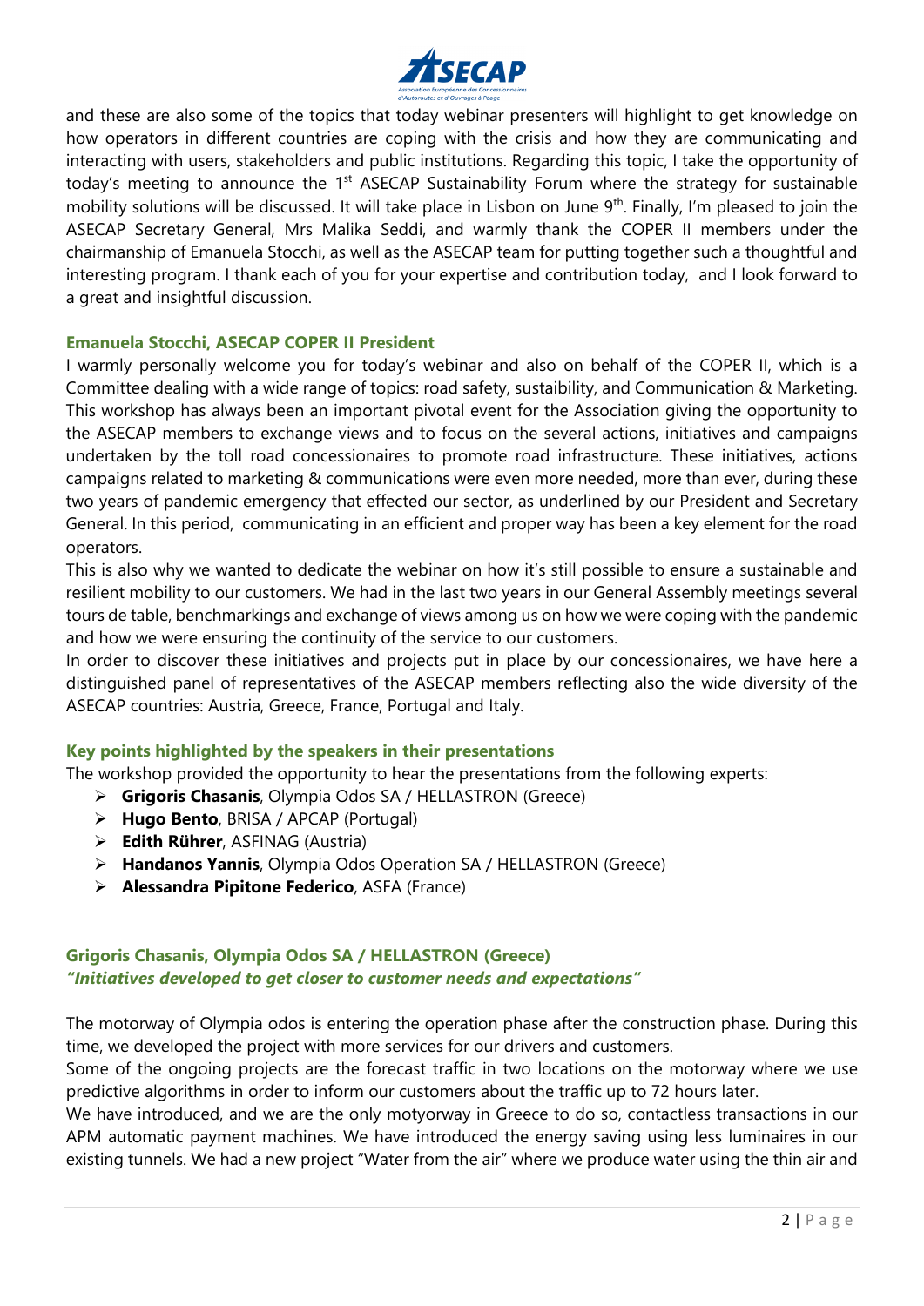and these are also some of the topics that today webinar presenters will highlight to get knowledge on how operators in different countries are coping with the crisis and how they are communicating and interacting with users, stakeholders and public institutions. Regarding this topic, I take the opportunity of today's meeting to announce the 1st ASECAP Sustainability Forum where the strategy for sustainable mobility solutions will be discussed. It will take place in Lisbon on June 9th. Finally, I'm pleased to join the ASECAP Secretary General, Mrs Malika Seddi, and warmly thank the COPER II members under the chairmanship of Emanuela Stocchi, as well as the ASECAP team for putting together such a thoughtful and interesting program. I thank each of you for your expertise and contribution today, and I look forward to a great and insightful discussion.

#### Emanuela Stocchi, ASECAP COPER II President

I warmly personally welcome you for today's webinar and also on behalf of the COPER II, which is a Committee dealing with a wide range of topics: road safety, sustaibility, and Communication & Marketing. This workshop has always been an important pivotal event for the Association giving the opportunity to the ASECAP members to exchange views and to focus on the several actions, initiatives and campaigns undertaken by the toll road concessionaires to promote road infrastructure. These initiatives, actions campaigns related to marketing & communications were even more needed, more than ever, during these two years of pandemic emergency that effected our sector, as underlined by our President and Secretary General. In this period, communicating in an efficient and proper way has been a key element for the road operators.

This is also why we wanted to dedicate the webinar on how it's still possible to ensure a sustainable and resilient mobility to our customers. We had in the last two years in our General Assembly meetings several tours de table, benchmarkings and exchange of views among us on how we were coping with the pandemic and how we were ensuring the continuity of the service to our customers.

In order to discover these initiatives and projects put in place by our concessionaires, we have here a distinguished panel of representatives of the ASECAP members reflecting also the wide diversity of the ASECAP countries: Austria, Greece, France, Portugal and Italy.

#### Key points highlighted by the speakers in their presentations

The workshop provided the opportunity to hear the presentations from the following experts:

- **Grigoris Chasanis**, Olympia Odos SA / HELLASTRON (Greece)
- **Hugo Bento**, BRISA / APCAP (Portugal)
- **Edith Rührer**, ASFINAG (Austria)
- **Handanos Yannis**, Olympia Odos Operation SA / HELLASTRON (Greece)
- **Alessandra Pipitone Federico**, ASFA (France)

#### Grigoris Chasanis, Olympia Odos SA / HELLASTRON (Greece)

***"Initiatives developed to get closer to customer needs and expectations"***

The motorway of Olympia odos is entering the operation phase after the construction phase. During this time, we developed the project with more services for our drivers and customers.

Some of the ongoing projects are the forecast traffic in two locations on the motorway where we use predictive algorithms in order to inform our customers about the traffic up to 72 hours later.

We have introduced, and we are the only motyorway in Greece to do so, contactless transactions in our APM automatic payment machines. We have introduced the energy saving using less luminaires in our existing tunnels. We had a new project "Water from the air" where we produce water using the thin air and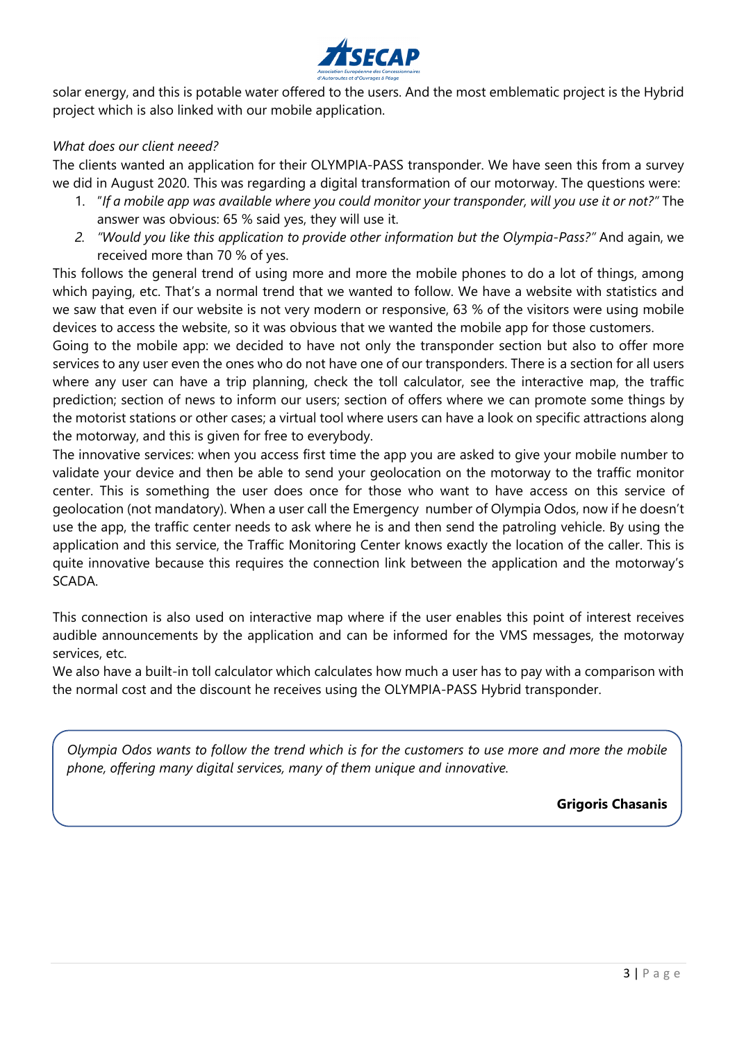solar energy, and this is potable water offered to the users. And the most emblematic project is the Hybrid project which is also linked with our mobile application.

*What does our client neeed?*

The clients wanted an application for their OLYMPIA-PASS transponder. We have seen this from a survey we did in August 2020. This was regarding a digital transformation of our motorway. The questions were:

1. "*If a mobile app was available where you could monitor your transponder, will you use it or not?"* The answer was obvious: 65 % said yes, they will use it.
2. *"Would you like this application to provide other information but the Olympia-Pass?"* And again, we received more than 70 % of yes.

This follows the general trend of using more and more the mobile phones to do a lot of things, among which paying, etc. That's a normal trend that we wanted to follow. We have a website with statistics and we saw that even if our website is not very modern or responsive, 63 % of the visitors were using mobile devices to access the website, so it was obvious that we wanted the mobile app for those customers.

Going to the mobile app: we decided to have not only the transponder section but also to offer more services to any user even the ones who do not have one of our transponders. There is a section for all users where any user can have a trip planning, check the toll calculator, see the interactive map, the traffic prediction; section of news to inform our users; section of offers where we can promote some things by the motorist stations or other cases; a virtual tool where users can have a look on specific attractions along the motorway, and this is given for free to everybody.

The innovative services: when you access first time the app you are asked to give your mobile number to validate your device and then be able to send your geolocation on the motorway to the traffic monitor center. This is something the user does once for those who want to have access on this service of geolocation (not mandatory). When a user call the Emergency number of Olympia Odos, now if he doesn't use the app, the traffic center needs to ask where he is and then send the patroling vehicle. By using the application and this service, the Traffic Monitoring Center knows exactly the location of the caller. This is quite innovative because this requires the connection link between the application and the motorway's SCADA.

This connection is also used on interactive map where if the user enables this point of interest receives audible announcements by the application and can be informed for the VMS messages, the motorway services, etc.

We also have a built-in toll calculator which calculates how much a user has to pay with a comparison with the normal cost and the discount he receives using the OLYMPIA-PASS Hybrid transponder.

> *Olympia Odos wants to follow the trend which is for the customers to use more and more the mobile phone, offering many digital services, many of them unique and innovative.*
>
> **Grigoris Chasanis**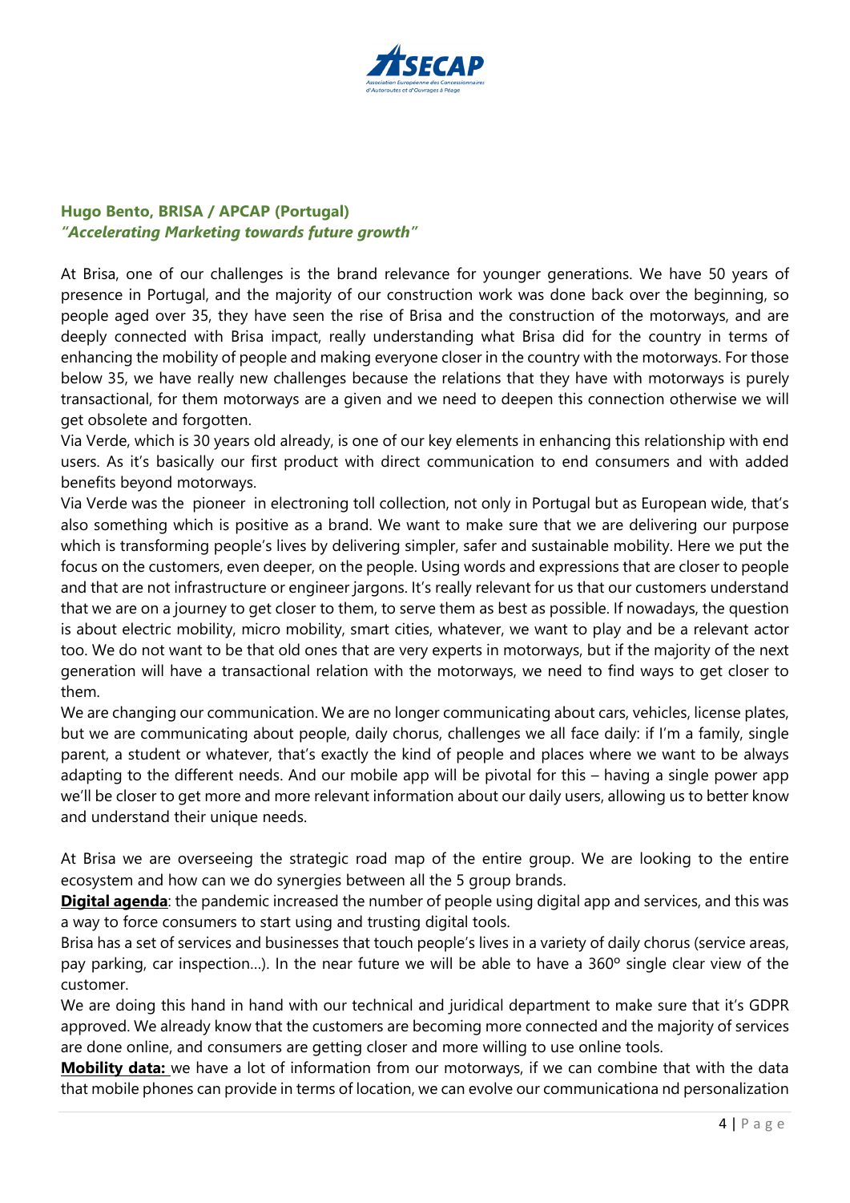**Hugo Bento, BRISA / APCAP (Portugal)**
***"Accelerating Marketing towards future growth"***

At Brisa, one of our challenges is the brand relevance for younger generations. We have 50 years of presence in Portugal, and the majority of our construction work was done back over the beginning, so people aged over 35, they have seen the rise of Brisa and the construction of the motorways, and are deeply connected with Brisa impact, really understanding what Brisa did for the country in terms of enhancing the mobility of people and making everyone closer in the country with the motorways. For those below 35, we have really new challenges because the relations that they have with motorways is purely transactional, for them motorways are a given and we need to deepen this connection otherwise we will get obsolete and forgotten.

Via Verde, which is 30 years old already, is one of our key elements in enhancing this relationship with end users. As it's basically our first product with direct communication to end consumers and with added benefits beyond motorways.

Via Verde was the pioneer in electroning toll collection, not only in Portugal but as European wide, that's also something which is positive as a brand. We want to make sure that we are delivering our purpose which is transforming people's lives by delivering simpler, safer and sustainable mobility. Here we put the focus on the customers, even deeper, on the people. Using words and expressions that are closer to people and that are not infrastructure or engineer jargons. It's really relevant for us that our customers understand that we are on a journey to get closer to them, to serve them as best as possible. If nowadays, the question is about electric mobility, micro mobility, smart cities, whatever, we want to play and be a relevant actor too. We do not want to be that old ones that are very experts in motorways, but if the majority of the next generation will have a transactional relation with the motorways, we need to find ways to get closer to them.

We are changing our communication. We are no longer communicating about cars, vehicles, license plates, but we are communicating about people, daily chorus, challenges we all face daily: if I'm a family, single parent, a student or whatever, that's exactly the kind of people and places where we want to be always adapting to the different needs. And our mobile app will be pivotal for this – having a single power app we'll be closer to get more and more relevant information about our daily users, allowing us to better know and understand their unique needs.

At Brisa we are overseeing the strategic road map of the entire group. We are looking to the entire ecosystem and how can we do synergies between all the 5 group brands.

**Digital agenda**: the pandemic increased the number of people using digital app and services, and this was a way to force consumers to start using and trusting digital tools.

Brisa has a set of services and businesses that touch people's lives in a variety of daily chorus (service areas, pay parking, car inspection…). In the near future we will be able to have a 360º single clear view of the customer.

We are doing this hand in hand with our technical and juridical department to make sure that it's GDPR approved. We already know that the customers are becoming more connected and the majority of services are done online, and consumers are getting closer and more willing to use online tools.

**Mobility data:** we have a lot of information from our motorways, if we can combine that with the data that mobile phones can provide in terms of location, we can evolve our communicationa nd personalization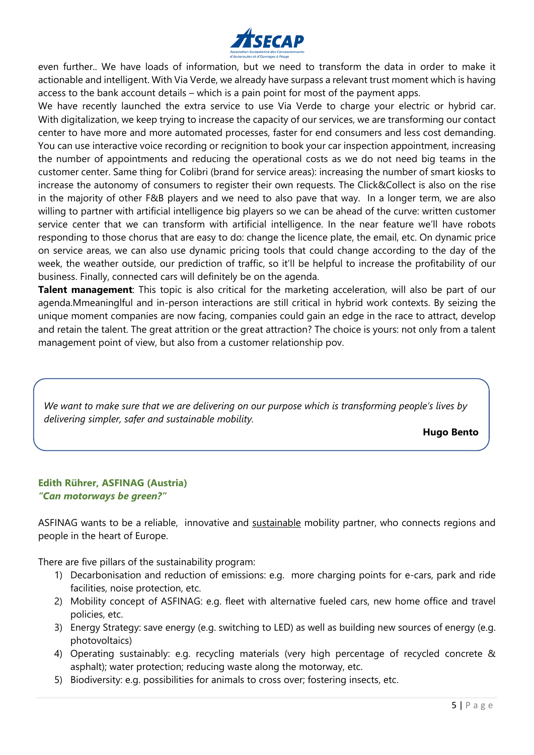even further.. We have loads of information, but we need to transform the data in order to make it actionable and intelligent. With Via Verde, we already have surpass a relevant trust moment which is having access to the bank account details – which is a pain point for most of the payment apps.

We have recently launched the extra service to use Via Verde to charge your electric or hybrid car. With digitalization, we keep trying to increase the capacity of our services, we are transforming our contact center to have more and more automated processes, faster for end consumers and less cost demanding. You can use interactive voice recording or recignition to book your car inspection appointment, increasing the number of appointments and reducing the operational costs as we do not need big teams in the customer center. Same thing for Colibri (brand for service areas): increasing the number of smart kiosks to increase the autonomy of consumers to register their own requests. The Click&Collect is also on the rise in the majority of other F&B players and we need to also pave that way. In a longer term, we are also willing to partner with artificial intelligence big players so we can be ahead of the curve: written customer service center that we can transform with artificial intelligence. In the near feature we'll have robots responding to those chorus that are easy to do: change the licence plate, the email, etc. On dynamic price on service areas, we can also use dynamic pricing tools that could change according to the day of the week, the weather outside, our prediction of traffic, so it'll be helpful to increase the profitability of our business. Finally, connected cars will definitely be on the agenda.

**Talent management**: This topic is also critical for the marketing acceleration, will also be part of our agenda.Mmeaninglful and in-person interactions are still critical in hybrid work contexts. By seizing the unique moment companies are now facing, companies could gain an edge in the race to attract, develop and retain the talent. The great attrition or the great attraction? The choice is yours: not only from a talent management point of view, but also from a customer relationship pov.

> *We want to make sure that we are delivering on our purpose which is transforming people's lives by delivering simpler, safer and sustainable mobility.*
>
> **Hugo Bento**

### Edith Rührer, ASFINAG (Austria)
***"Can motorways be green?"***

ASFINAG wants to be a reliable, innovative and <u>sustainable</u> mobility partner, who connects regions and people in the heart of Europe.

There are five pillars of the sustainability program:

1) Decarbonisation and reduction of emissions: e.g. more charging points for e-cars, park and ride facilities, noise protection, etc.
2) Mobility concept of ASFINAG: e.g. fleet with alternative fueled cars, new home office and travel policies, etc.
3) Energy Strategy: save energy (e.g. switching to LED) as well as building new sources of energy (e.g. photovoltaics)
4) Operating sustainably: e.g. recycling materials (very high percentage of recycled concrete & asphalt); water protection; reducing waste along the motorway, etc.
5) Biodiversity: e.g. possibilities for animals to cross over; fostering insects, etc.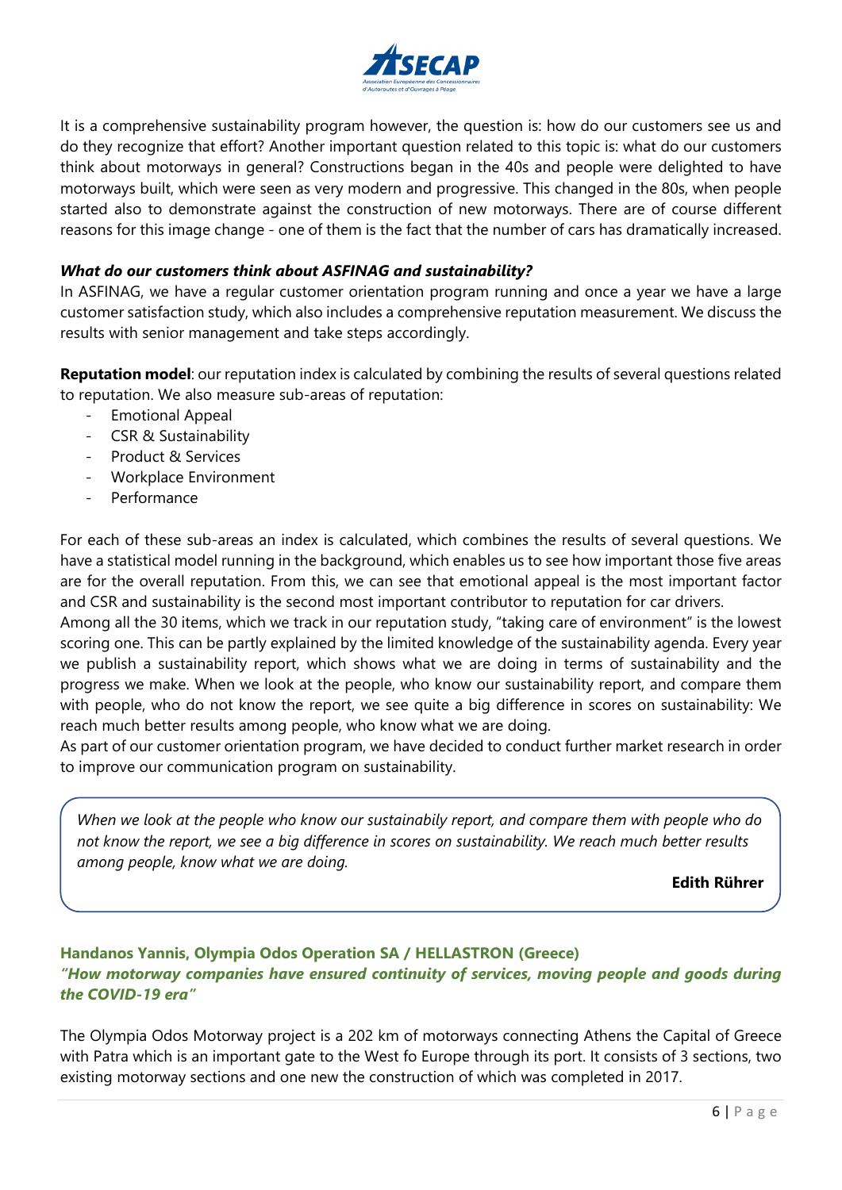It is a comprehensive sustainability program however, the question is: how do our customers see us and do they recognize that effort? Another important question related to this topic is: what do our customers think about motorways in general? Constructions began in the 40s and people were delighted to have motorways built, which were seen as very modern and progressive. This changed in the 80s, when people started also to demonstrate against the construction of new motorways. There are of course different reasons for this image change - one of them is the fact that the number of cars has dramatically increased.

***What do our customers think about ASFINAG and sustainability?***

In ASFINAG, we have a regular customer orientation program running and once a year we have a large customer satisfaction study, which also includes a comprehensive reputation measurement. We discuss the results with senior management and take steps accordingly.

**Reputation model**: our reputation index is calculated by combining the results of several questions related to reputation. We also measure sub-areas of reputation:

- Emotional Appeal
- CSR & Sustainability
- Product & Services
- Workplace Environment
- Performance

For each of these sub-areas an index is calculated, which combines the results of several questions. We have a statistical model running in the background, which enables us to see how important those five areas are for the overall reputation. From this, we can see that emotional appeal is the most important factor and CSR and sustainability is the second most important contributor to reputation for car drivers.

Among all the 30 items, which we track in our reputation study, "taking care of environment" is the lowest scoring one. This can be partly explained by the limited knowledge of the sustainability agenda. Every year we publish a sustainability report, which shows what we are doing in terms of sustainability and the progress we make. When we look at the people, who know our sustainability report, and compare them with people, who do not know the report, we see quite a big difference in scores on sustainability: We reach much better results among people, who know what we are doing.

As part of our customer orientation program, we have decided to conduct further market research in order to improve our communication program on sustainability.

> *When we look at the people who know our sustainabily report, and compare them with people who do not know the report, we see a big difference in scores on sustainability. We reach much better results among people, know what we are doing.*
>
> **Edith Rührer**

**Handanos Yannis, Olympia Odos Operation SA / HELLASTRON (Greece)**

***"How motorway companies have ensured continuity of services, moving people and goods during the COVID-19 era"***

The Olympia Odos Motorway project is a 202 km of motorways connecting Athens the Capital of Greece with Patra which is an important gate to the West fo Europe through its port. It consists of 3 sections, two existing motorway sections and one new the construction of which was completed in 2017.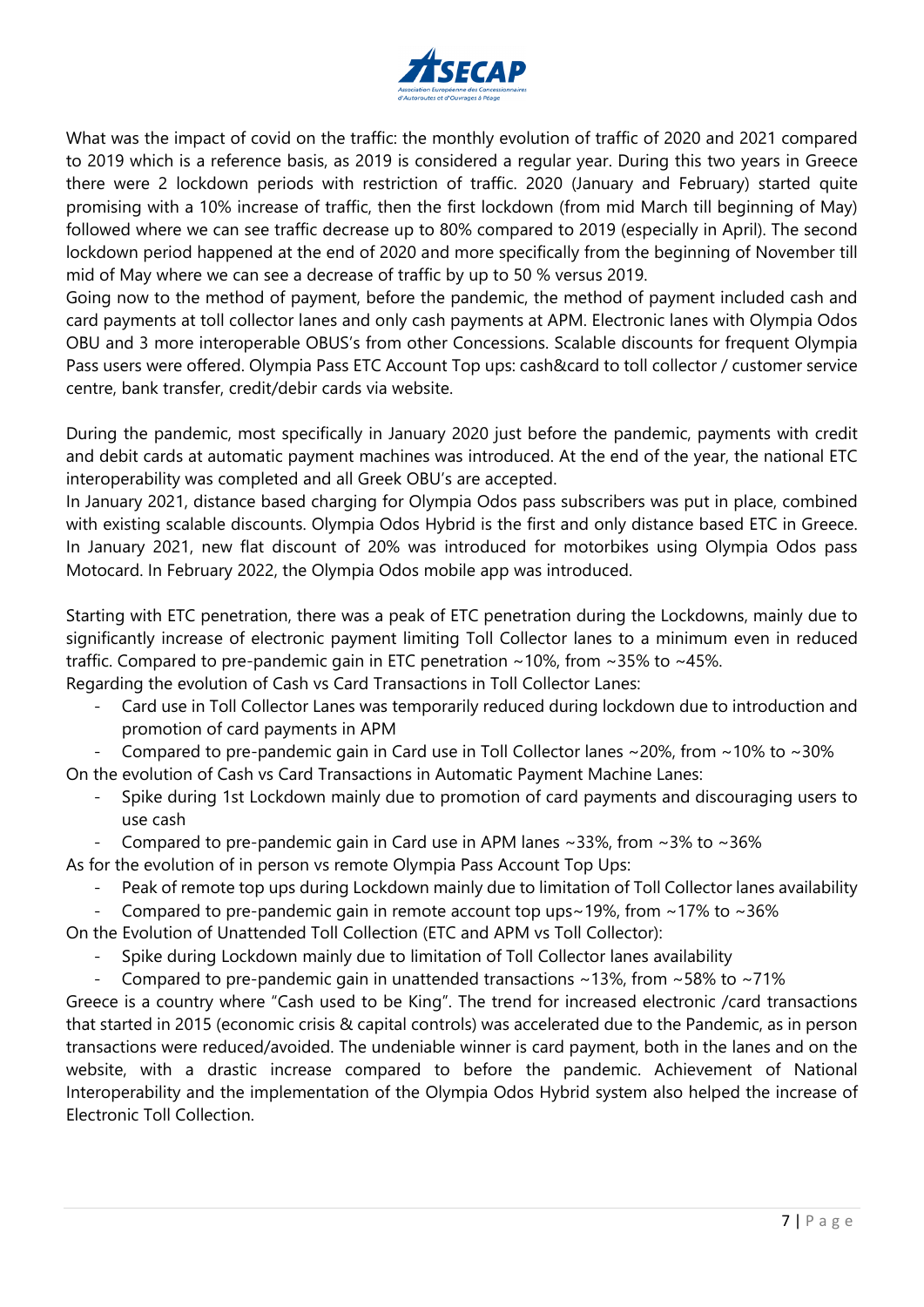What was the impact of covid on the traffic: the monthly evolution of traffic of 2020 and 2021 compared to 2019 which is a reference basis, as 2019 is considered a regular year. During this two years in Greece there were 2 lockdown periods with restriction of traffic. 2020 (January and February) started quite promising with a 10% increase of traffic, then the first lockdown (from mid March till beginning of May) followed where we can see traffic decrease up to 80% compared to 2019 (especially in April). The second lockdown period happened at the end of 2020 and more specifically from the beginning of November till mid of May where we can see a decrease of traffic by up to 50 % versus 2019.

Going now to the method of payment, before the pandemic, the method of payment included cash and card payments at toll collector lanes and only cash payments at APM. Electronic lanes with Olympia Odos OBU and 3 more interoperable OBUS's from other Concessions. Scalable discounts for frequent Olympia Pass users were offered. Olympia Pass ETC Account Top ups: cash&card to toll collector / customer service centre, bank transfer, credit/debir cards via website.

During the pandemic, most specifically in January 2020 just before the pandemic, payments with credit and debit cards at automatic payment machines was introduced. At the end of the year, the national ETC interoperability was completed and all Greek OBU's are accepted.

In January 2021, distance based charging for Olympia Odos pass subscribers was put in place, combined with existing scalable discounts. Olympia Odos Hybrid is the first and only distance based ETC in Greece. In January 2021, new flat discount of 20% was introduced for motorbikes using Olympia Odos pass Motocard. In February 2022, the Olympia Odos mobile app was introduced.

Starting with ETC penetration, there was a peak of ETC penetration during the Lockdowns, mainly due to significantly increase of electronic payment limiting Toll Collector lanes to a minimum even in reduced traffic. Compared to pre-pandemic gain in ETC penetration ~10%, from ~35% to ~45%.

Regarding the evolution of Cash vs Card Transactions in Toll Collector Lanes:

- Card use in Toll Collector Lanes was temporarily reduced during lockdown due to introduction and promotion of card payments in APM
- Compared to pre-pandemic gain in Card use in Toll Collector lanes ~20%, from ~10% to ~30%

On the evolution of Cash vs Card Transactions in Automatic Payment Machine Lanes:

- Spike during 1st Lockdown mainly due to promotion of card payments and discouraging users to use cash
- Compared to pre-pandemic gain in Card use in APM lanes ~33%, from ~3% to ~36%

As for the evolution of in person vs remote Olympia Pass Account Top Ups:

- Peak of remote top ups during Lockdown mainly due to limitation of Toll Collector lanes availability
- Compared to pre-pandemic gain in remote account top ups~19%, from ~17% to ~36%

On the Evolution of Unattended Toll Collection (ETC and APM vs Toll Collector):

- Spike during Lockdown mainly due to limitation of Toll Collector lanes availability
- Compared to pre-pandemic gain in unattended transactions ~13%, from ~58% to ~71%

Greece is a country where "Cash used to be King". The trend for increased electronic /card transactions that started in 2015 (economic crisis & capital controls) was accelerated due to the Pandemic, as in person transactions were reduced/avoided. The undeniable winner is card payment, both in the lanes and on the website, with a drastic increase compared to before the pandemic. Achievement of National Interoperability and the implementation of the Olympia Odos Hybrid system also helped the increase of Electronic Toll Collection.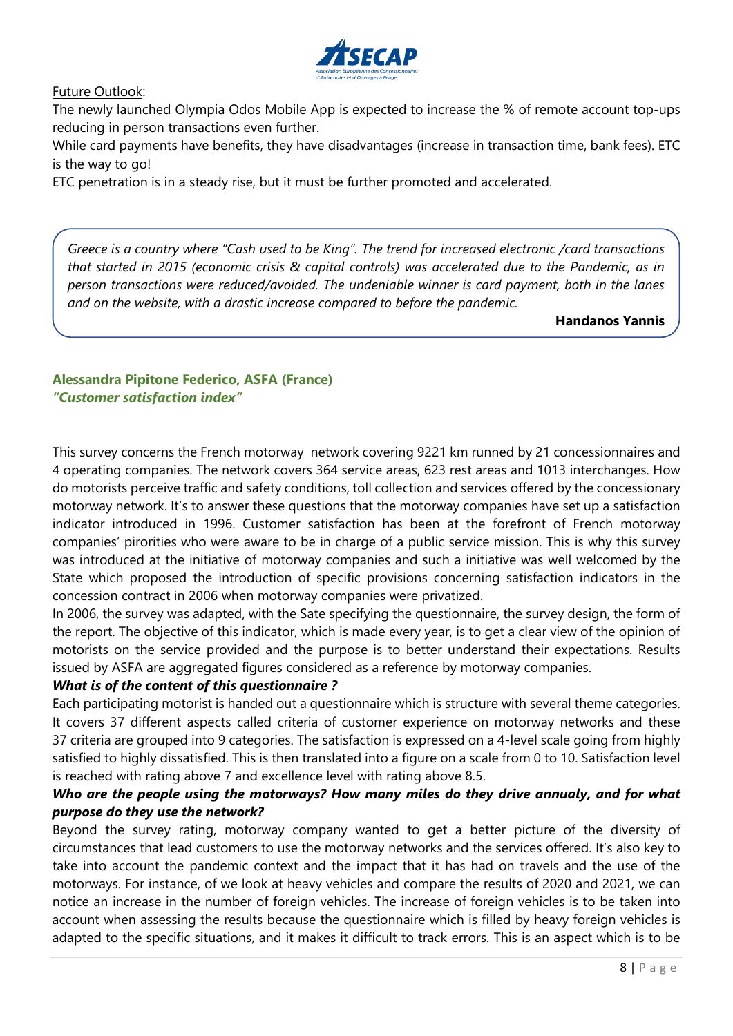Future Outlook:

The newly launched Olympia Odos Mobile App is expected to increase the % of remote account top-ups reducing in person transactions even further.

While card payments have benefits, they have disadvantages (increase in transaction time, bank fees). ETC is the way to go!

ETC penetration is in a steady rise, but it must be further promoted and accelerated.

> *Greece is a country where "Cash used to be King". The trend for increased electronic /card transactions that started in 2015 (economic crisis & capital controls) was accelerated due to the Pandemic, as in person transactions were reduced/avoided. The undeniable winner is card payment, both in the lanes and on the website, with a drastic increase compared to before the pandemic.*
>
> **Handanos Yannis**

### Alessandra Pipitone Federico, ASFA (France)

***"Customer satisfaction index"***

This survey concerns the French motorway network covering 9221 km runned by 21 concessionnaires and 4 operating companies. The network covers 364 service areas, 623 rest areas and 1013 interchanges. How do motorists perceive traffic and safety conditions, toll collection and services offered by the concessionary motorway network. It's to answer these questions that the motorway companies have set up a satisfaction indicator introduced in 1996. Customer satisfaction has been at the forefront of French motorway companies' pirorities who were aware to be in charge of a public service mission. This is why this survey was introduced at the initiative of motorway companies and such a initiative was well welcomed by the State which proposed the introduction of specific provisions concerning satisfaction indicators in the concession contract in 2006 when motorway companies were privatized.

In 2006, the survey was adapted, with the Sate specifying the questionnaire, the survey design, the form of the report. The objective of this indicator, which is made every year, is to get a clear view of the opinion of motorists on the service provided and the purpose is to better understand their expectations. Results issued by ASFA are aggregated figures considered as a reference by motorway companies.

***What is of the content of this questionnaire ?***

Each participating motorist is handed out a questionnaire which is structure with several theme categories. It covers 37 different aspects called criteria of customer experience on motorway networks and these 37 criteria are grouped into 9 categories. The satisfaction is expressed on a 4-level scale going from highly satisfied to highly dissatisfied. This is then translated into a figure on a scale from 0 to 10. Satisfaction level is reached with rating above 7 and excellence level with rating above 8.5.

***Who are the people using the motorways? How many miles do they drive annualy, and for what purpose do they use the network?***

Beyond the survey rating, motorway company wanted to get a better picture of the diversity of circumstances that lead customers to use the motorway networks and the services offered. It's also key to take into account the pandemic context and the impact that it has had on travels and the use of the motorways. For instance, of we look at heavy vehicles and compare the results of 2020 and 2021, we can notice an increase in the number of foreign vehicles. The increase of foreign vehicles is to be taken into account when assessing the results because the questionnaire which is filled by heavy foreign vehicles is adapted to the specific situations, and it makes it difficult to track errors. This is an aspect which is to be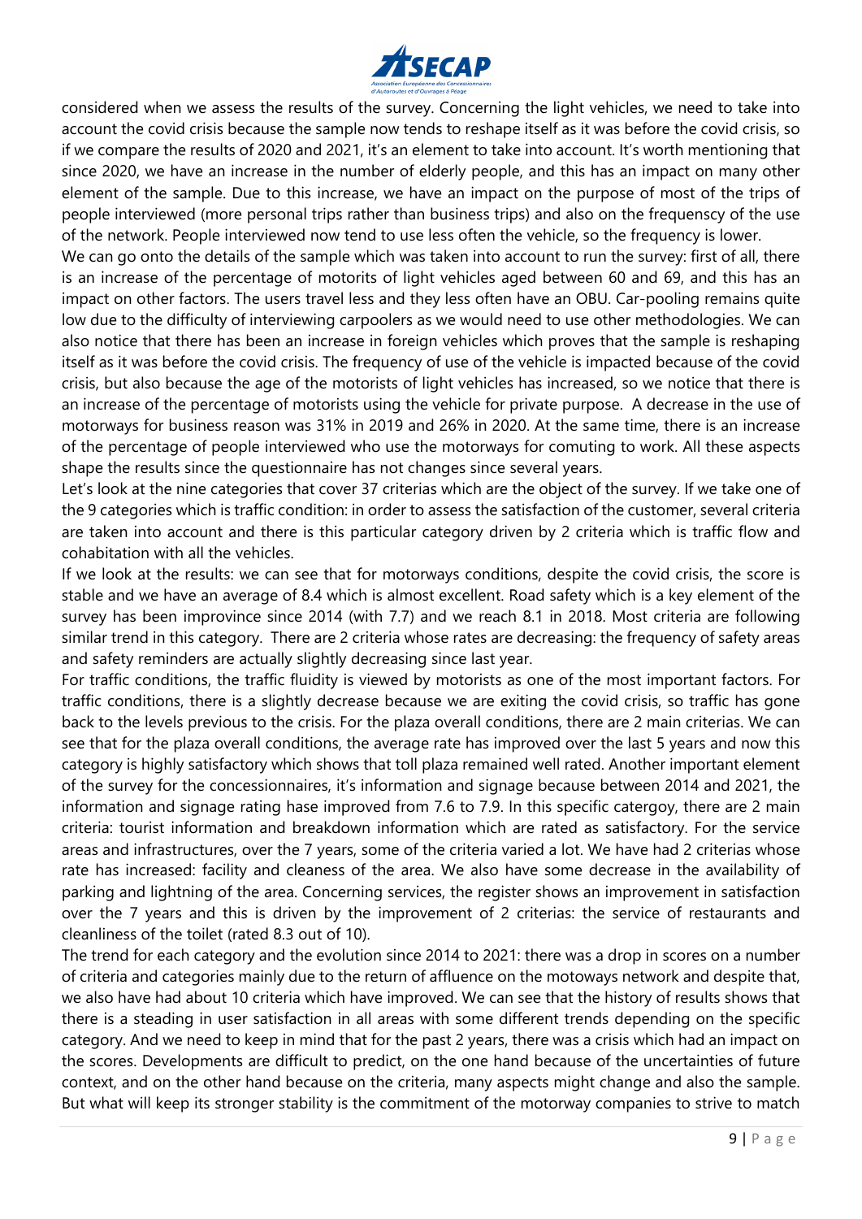considered when we assess the results of the survey. Concerning the light vehicles, we need to take into account the covid crisis because the sample now tends to reshape itself as it was before the covid crisis, so if we compare the results of 2020 and 2021, it's an element to take into account. It's worth mentioning that since 2020, we have an increase in the number of elderly people, and this has an impact on many other element of the sample. Due to this increase, we have an impact on the purpose of most of the trips of people interviewed (more personal trips rather than business trips) and also on the frequenscy of the use of the network. People interviewed now tend to use less often the vehicle, so the frequency is lower.

We can go onto the details of the sample which was taken into account to run the survey: first of all, there is an increase of the percentage of motorits of light vehicles aged between 60 and 69, and this has an impact on other factors. The users travel less and they less often have an OBU. Car-pooling remains quite low due to the difficulty of interviewing carpoolers as we would need to use other methodologies. We can also notice that there has been an increase in foreign vehicles which proves that the sample is reshaping itself as it was before the covid crisis. The frequency of use of the vehicle is impacted because of the covid crisis, but also because the age of the motorists of light vehicles has increased, so we notice that there is an increase of the percentage of motorists using the vehicle for private purpose. A decrease in the use of motorways for business reason was 31% in 2019 and 26% in 2020. At the same time, there is an increase of the percentage of people interviewed who use the motorways for comuting to work. All these aspects shape the results since the questionnaire has not changes since several years.

Let's look at the nine categories that cover 37 criterias which are the object of the survey. If we take one of the 9 categories which is traffic condition: in order to assess the satisfaction of the customer, several criteria are taken into account and there is this particular category driven by 2 criteria which is traffic flow and cohabitation with all the vehicles.

If we look at the results: we can see that for motorways conditions, despite the covid crisis, the score is stable and we have an average of 8.4 which is almost excellent. Road safety which is a key element of the survey has been improvince since 2014 (with 7.7) and we reach 8.1 in 2018. Most criteria are following similar trend in this category. There are 2 criteria whose rates are decreasing: the frequency of safety areas and safety reminders are actually slightly decreasing since last year.

For traffic conditions, the traffic fluidity is viewed by motorists as one of the most important factors. For traffic conditions, there is a slightly decrease because we are exiting the covid crisis, so traffic has gone back to the levels previous to the crisis. For the plaza overall conditions, there are 2 main criterias. We can see that for the plaza overall conditions, the average rate has improved over the last 5 years and now this category is highly satisfactory which shows that toll plaza remained well rated. Another important element of the survey for the concessionnaires, it's information and signage because between 2014 and 2021, the information and signage rating hase improved from 7.6 to 7.9. In this specific catergoy, there are 2 main criteria: tourist information and breakdown information which are rated as satisfactory. For the service areas and infrastructures, over the 7 years, some of the criteria varied a lot. We have had 2 criterias whose rate has increased: facility and cleaness of the area. We also have some decrease in the availability of parking and lightning of the area. Concerning services, the register shows an improvement in satisfaction over the 7 years and this is driven by the improvement of 2 criterias: the service of restaurants and cleanliness of the toilet (rated 8.3 out of 10).

The trend for each category and the evolution since 2014 to 2021: there was a drop in scores on a number of criteria and categories mainly due to the return of affluence on the motoways network and despite that, we also have had about 10 criteria which have improved. We can see that the history of results shows that there is a steading in user satisfaction in all areas with some different trends depending on the specific category. And we need to keep in mind that for the past 2 years, there was a crisis which had an impact on the scores. Developments are difficult to predict, on the one hand because of the uncertainties of future context, and on the other hand because on the criteria, many aspects might change and also the sample. But what will keep its stronger stability is the commitment of the motorway companies to strive to match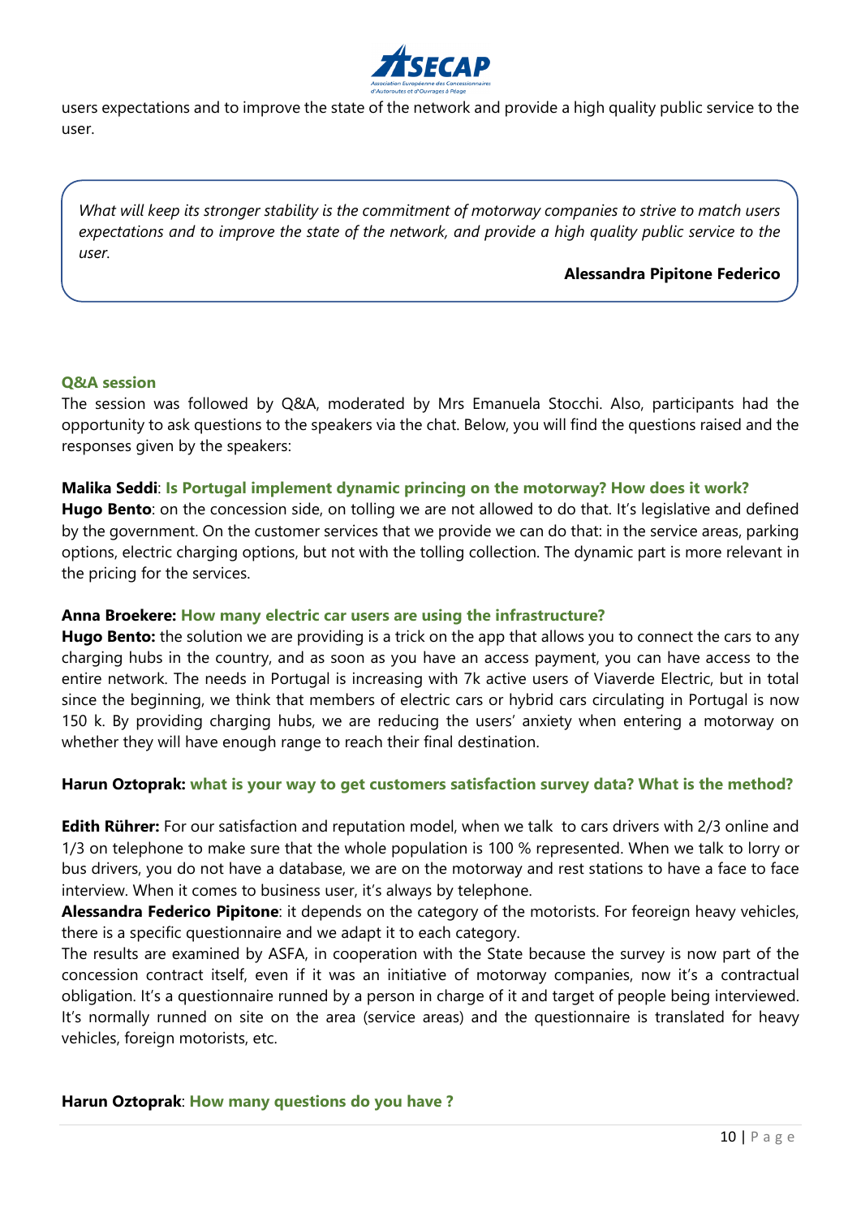users expectations and to improve the state of the network and provide a high quality public service to the user.

> *What will keep its stronger stability is the commitment of motorway companies to strive to match users expectations and to improve the state of the network, and provide a high quality public service to the user.*
>
> **Alessandra Pipitone Federico**

### Q&A session

The session was followed by Q&A, moderated by Mrs Emanuela Stocchi. Also, participants had the opportunity to ask questions to the speakers via the chat. Below, you will find the questions raised and the responses given by the speakers:

**Malika Seddi**: **Is Portugal implement dynamic princing on the motorway? How does it work?**

**Hugo Bento**: on the concession side, on tolling we are not allowed to do that. It's legislative and defined by the government. On the customer services that we provide we can do that: in the service areas, parking options, electric charging options, but not with the tolling collection. The dynamic part is more relevant in the pricing for the services.

**Anna Broekere: How many electric car users are using the infrastructure?**

**Hugo Bento:** the solution we are providing is a trick on the app that allows you to connect the cars to any charging hubs in the country, and as soon as you have an access payment, you can have access to the entire network. The needs in Portugal is increasing with 7k active users of Viaverde Electric, but in total since the beginning, we think that members of electric cars or hybrid cars circulating in Portugal is now 150 k. By providing charging hubs, we are reducing the users' anxiety when entering a motorway on whether they will have enough range to reach their final destination.

**Harun Oztoprak: what is your way to get customers satisfaction survey data? What is the method?**

**Edith Rührer:** For our satisfaction and reputation model, when we talk to cars drivers with 2/3 online and 1/3 on telephone to make sure that the whole population is 100 % represented. When we talk to lorry or bus drivers, you do not have a database, we are on the motorway and rest stations to have a face to face interview. When it comes to business user, it's always by telephone.

**Alessandra Federico Pipitone**: it depends on the category of the motorists. For feoreign heavy vehicles, there is a specific questionnaire and we adapt it to each category.

The results are examined by ASFA, in cooperation with the State because the survey is now part of the concession contract itself, even if it was an initiative of motorway companies, now it's a contractual obligation. It's a questionnaire runned by a person in charge of it and target of people being interviewed. It's normally runned on site on the area (service areas) and the questionnaire is translated for heavy vehicles, foreign motorists, etc.

**Harun Oztoprak**: **How many questions do you have ?**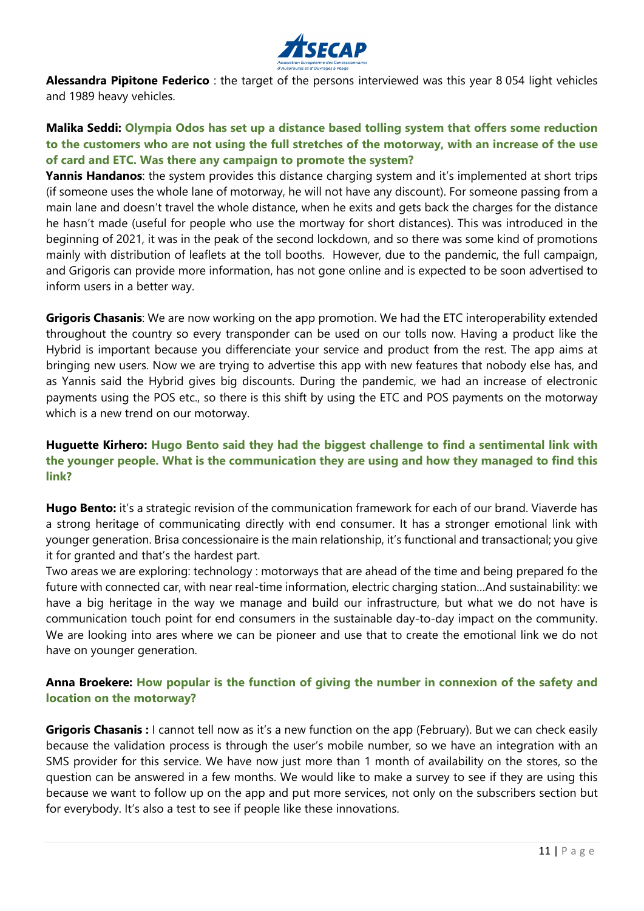**Alessandra Pipitone Federico** : the target of the persons interviewed was this year 8 054 light vehicles and 1989 heavy vehicles.

**Malika Seddi: Olympia Odos has set up a distance based tolling system that offers some reduction to the customers who are not using the full stretches of the motorway, with an increase of the use of card and ETC. Was there any campaign to promote the system?**

**Yannis Handanos**: the system provides this distance charging system and it's implemented at short trips (if someone uses the whole lane of motorway, he will not have any discount). For someone passing from a main lane and doesn't travel the whole distance, when he exits and gets back the charges for the distance he hasn't made (useful for people who use the mortway for short distances). This was introduced in the beginning of 2021, it was in the peak of the second lockdown, and so there was some kind of promotions mainly with distribution of leaflets at the toll booths. However, due to the pandemic, the full campaign, and Grigoris can provide more information, has not gone online and is expected to be soon advertised to inform users in a better way.

**Grigoris Chasanis**: We are now working on the app promotion. We had the ETC interoperability extended throughout the country so every transponder can be used on our tolls now. Having a product like the Hybrid is important because you differenciate your service and product from the rest. The app aims at bringing new users. Now we are trying to advertise this app with new features that nobody else has, and as Yannis said the Hybrid gives big discounts. During the pandemic, we had an increase of electronic payments using the POS etc., so there is this shift by using the ETC and POS payments on the motorway which is a new trend on our motorway.

**Huguette Kirhero: Hugo Bento said they had the biggest challenge to find a sentimental link with the younger people. What is the communication they are using and how they managed to find this link?**

**Hugo Bento:** it's a strategic revision of the communication framework for each of our brand. Viaverde has a strong heritage of communicating directly with end consumer. It has a stronger emotional link with younger generation. Brisa concessionaire is the main relationship, it's functional and transactional; you give it for granted and that's the hardest part.

Two areas we are exploring: technology : motorways that are ahead of the time and being prepared fo the future with connected car, with near real-time information, electric charging station…And sustainability: we have a big heritage in the way we manage and build our infrastructure, but what we do not have is communication touch point for end consumers in the sustainable day-to-day impact on the community. We are looking into ares where we can be pioneer and use that to create the emotional link we do not have on younger generation.

**Anna Broekere: How popular is the function of giving the number in connexion of the safety and location on the motorway?**

**Grigoris Chasanis :** I cannot tell now as it's a new function on the app (February). But we can check easily because the validation process is through the user's mobile number, so we have an integration with an SMS provider for this service. We have now just more than 1 month of availability on the stores, so the question can be answered in a few months. We would like to make a survey to see if they are using this because we want to follow up on the app and put more services, not only on the subscribers section but for everybody. It's also a test to see if people like these innovations.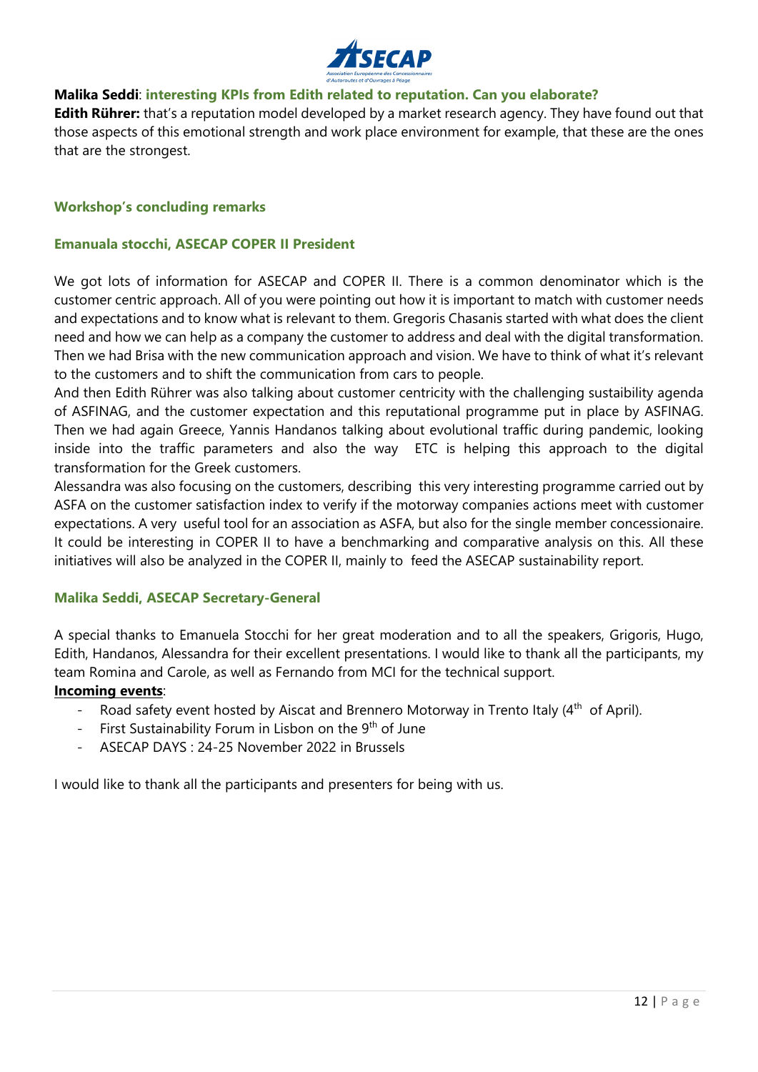**Malika Seddi**: **interesting KPIs from Edith related to reputation. Can you elaborate?**

**Edith Rührer:** that's a reputation model developed by a market research agency. They have found out that those aspects of this emotional strength and work place environment for example, that these are the ones that are the strongest.

### Workshop's concluding remarks

### Emanuala stocchi, ASECAP COPER II President

We got lots of information for ASECAP and COPER II. There is a common denominator which is the customer centric approach. All of you were pointing out how it is important to match with customer needs and expectations and to know what is relevant to them. Gregoris Chasanis started with what does the client need and how we can help as a company the customer to address and deal with the digital transformation. Then we had Brisa with the new communication approach and vision. We have to think of what it's relevant to the customers and to shift the communication from cars to people.

And then Edith Rührer was also talking about customer centricity with the challenging sustaibility agenda of ASFINAG, and the customer expectation and this reputational programme put in place by ASFINAG. Then we had again Greece, Yannis Handanos talking about evolutional traffic during pandemic, looking inside into the traffic parameters and also the way ETC is helping this approach to the digital transformation for the Greek customers.

Alessandra was also focusing on the customers, describing this very interesting programme carried out by ASFA on the customer satisfaction index to verify if the motorway companies actions meet with customer expectations. A very useful tool for an association as ASFA, but also for the single member concessionaire. It could be interesting in COPER II to have a benchmarking and comparative analysis on this. All these initiatives will also be analyzed in the COPER II, mainly to feed the ASECAP sustainability report.

### Malika Seddi, ASECAP Secretary-General

A special thanks to Emanuela Stocchi for her great moderation and to all the speakers, Grigoris, Hugo, Edith, Handanos, Alessandra for their excellent presentations. I would like to thank all the participants, my team Romina and Carole, as well as Fernando from MCI for the technical support.

**Incoming events**:

- Road safety event hosted by Aiscat and Brennero Motorway in Trento Italy (4th of April).
- First Sustainability Forum in Lisbon on the 9th of June
- ASECAP DAYS : 24-25 November 2022 in Brussels

I would like to thank all the participants and presenters for being with us.